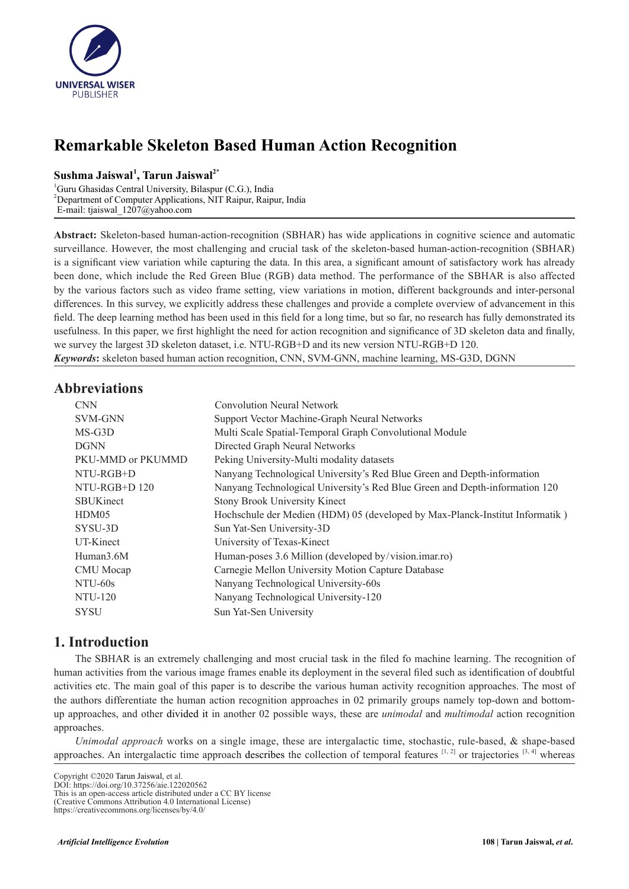# Remarkable Skeleton Based Human Action Recognition

**Sushma Jaiswal[1], Tarun Jaiswal[2*]**

[1]Guru Ghasidas Central University, Bilaspur (C.G.), India
[2]Department of Computer Applications, NIT Raipur, Raipur, India
E-mail: tjaiswal_1207@yahoo.com

**Abstract:** Skeleton-based human-action-recognition (SBHAR) has wide applications in cognitive science and automatic surveillance. However, the most challenging and crucial task of the skeleton-based human-action-recognition (SBHAR) is a significant view variation while capturing the data. In this area, a significant amount of satisfactory work has already been done, which include the Red Green Blue (RGB) data method. The performance of the SBHAR is also affected by the various factors such as video frame setting, view variations in motion, different backgrounds and inter-personal differences. In this survey, we explicitly address these challenges and provide a complete overview of advancement in this field. The deep learning method has been used in this field for a long time, but so far, no research has fully demonstrated its usefulness. In this paper, we first highlight the need for action recognition and significance of 3D skeleton data and finally, we survey the largest 3D skeleton dataset, i.e. NTU-RGB+D and its new version NTU-RGB+D 120.

***Keywords*****:** skeleton based human action recognition, CNN, SVM-GNN, machine learning, MS-G3D, DGNN

## Abbreviations

| | |
|---|---|
| CNN | Convolution Neural Network |
| SVM-GNN | Support Vector Machine-Graph Neural Networks |
| MS-G3D | Multi Scale Spatial-Temporal Graph Convolutional Module |
| DGNN | Directed Graph Neural Networks |
| PKU-MMD or PKUMMD | Peking University-Multi modality datasets |
| NTU-RGB+D | Nanyang Technological University's Red Blue Green and Depth-information |
| NTU-RGB+D 120 | Nanyang Technological University's Red Blue Green and Depth-information 120 |
| SBUKinect | Stony Brook University Kinect |
| HDM05 | Hochschule der Medien (HDM) 05 (developed by Max-Planck-Institut Informatik ) |
| SYSU-3D | Sun Yat-Sen University-3D |
| UT-Kinect | University of Texas-Kinect |
| Human3.6M | Human-poses 3.6 Million (developed by/vision.imar.ro) |
| CMU Mocap | Carnegie Mellon University Motion Capture Database |
| NTU-60s | Nanyang Technological University-60s |
| NTU-120 | Nanyang Technological University-120 |
| SYSU | Sun Yat-Sen University |

## 1. Introduction

The SBHAR is an extremely challenging and most crucial task in the filed fo machine learning. The recognition of human activities from the various image frames enable its deployment in the several filed such as identification of doubtful activities etc. The main goal of this paper is to describe the various human activity recognition approaches. The most of the authors differentiate the human action recognition approaches in 02 primarily groups namely top-down and bottom-up approaches, and other divided it in another 02 possible ways, these are *unimodal* and *multimodal* action recognition approaches.

*Unimodal approach* works on a single image, these are intergalactic time, stochastic, rule-based, & shape-based approaches. An intergalactic time approach describes the collection of temporal features [1, 2] or trajectories [3, 4] whereas

Copyright ©2020 Tarun Jaiswal, et al.
DOI: https://doi.org/10.37256/aie.122020562
This is an open-access article distributed under a CC BY license
(Creative Commons Attribution 4.0 International License)
https://creativecommons.org/licenses/by/4.0/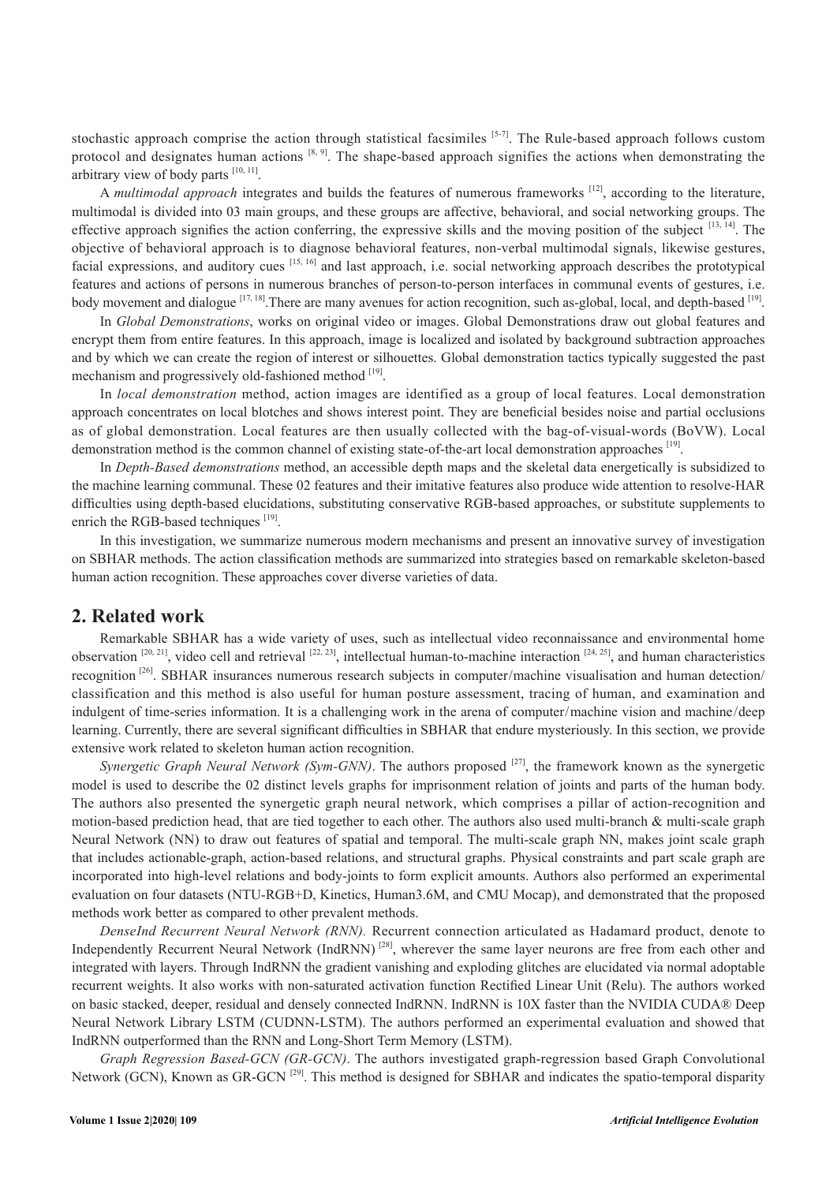stochastic approach comprise the action through statistical facsimiles [5-7]. The Rule-based approach follows custom protocol and designates human actions [8, 9]. The shape-based approach signifies the actions when demonstrating the arbitrary view of body parts [10, 11].

A *multimodal approach* integrates and builds the features of numerous frameworks [12], according to the literature, multimodal is divided into 03 main groups, and these groups are affective, behavioral, and social networking groups. The effective approach signifies the action conferring, the expressive skills and the moving position of the subject [13, 14]. The objective of behavioral approach is to diagnose behavioral features, non-verbal multimodal signals, likewise gestures, facial expressions, and auditory cues [15, 16] and last approach, i.e. social networking approach describes the prototypical features and actions of persons in numerous branches of person-to-person interfaces in communal events of gestures, i.e. body movement and dialogue [17, 18].There are many avenues for action recognition, such as-global, local, and depth-based [19].

In *Global Demonstrations*, works on original video or images. Global Demonstrations draw out global features and encrypt them from entire features. In this approach, image is localized and isolated by background subtraction approaches and by which we can create the region of interest or silhouettes. Global demonstration tactics typically suggested the past mechanism and progressively old-fashioned method [19].

In *local demonstration* method, action images are identified as a group of local features. Local demonstration approach concentrates on local blotches and shows interest point. They are beneficial besides noise and partial occlusions as of global demonstration. Local features are then usually collected with the bag-of-visual-words (BoVW). Local demonstration method is the common channel of existing state-of-the-art local demonstration approaches [19].

In *Depth-Based demonstrations* method, an accessible depth maps and the skeletal data energetically is subsidized to the machine learning communal. These 02 features and their imitative features also produce wide attention to resolve-HAR difficulties using depth-based elucidations, substituting conservative RGB-based approaches, or substitute supplements to enrich the RGB-based techniques [19].

In this investigation, we summarize numerous modern mechanisms and present an innovative survey of investigation on SBHAR methods. The action classification methods are summarized into strategies based on remarkable skeleton-based human action recognition. These approaches cover diverse varieties of data.

## 2. Related work

Remarkable SBHAR has a wide variety of uses, such as intellectual video reconnaissance and environmental home observation [20, 21], video cell and retrieval [22, 23], intellectual human-to-machine interaction [24, 25], and human characteristics recognition [26]. SBHAR insurances numerous research subjects in computer/machine visualisation and human detection/classification and this method is also useful for human posture assessment, tracing of human, and examination and indulgent of time-series information. It is a challenging work in the arena of computer/machine vision and machine/deep learning. Currently, there are several significant difficulties in SBHAR that endure mysteriously. In this section, we provide extensive work related to skeleton human action recognition.

*Synergetic Graph Neural Network (Sym-GNN)*. The authors proposed [27], the framework known as the synergetic model is used to describe the 02 distinct levels graphs for imprisonment relation of joints and parts of the human body. The authors also presented the synergetic graph neural network, which comprises a pillar of action-recognition and motion-based prediction head, that are tied together to each other. The authors also used multi-branch & multi-scale graph Neural Network (NN) to draw out features of spatial and temporal. The multi-scale graph NN, makes joint scale graph that includes actionable-graph, action-based relations, and structural graphs. Physical constraints and part scale graph are incorporated into high-level relations and body-joints to form explicit amounts. Authors also performed an experimental evaluation on four datasets (NTU-RGB+D, Kinetics, Human3.6M, and CMU Mocap), and demonstrated that the proposed methods work better as compared to other prevalent methods.

*DenseInd Recurrent Neural Network (RNN)*. Recurrent connection articulated as Hadamard product, denote to Independently Recurrent Neural Network (IndRNN) [28], wherever the same layer neurons are free from each other and integrated with layers. Through IndRNN the gradient vanishing and exploding glitches are elucidated via normal adoptable recurrent weights. It also works with non-saturated activation function Rectified Linear Unit (Relu). The authors worked on basic stacked, deeper, residual and densely connected IndRNN. IndRNN is 10X faster than the NVIDIA CUDA® Deep Neural Network Library LSTM (CUDNN-LSTM). The authors performed an experimental evaluation and showed that IndRNN outperformed than the RNN and Long-Short Term Memory (LSTM).

*Graph Regression Based-GCN (GR-GCN)*. The authors investigated graph-regression based Graph Convolutional Network (GCN), Known as GR-GCN [29]. This method is designed for SBHAR and indicates the spatio-temporal disparity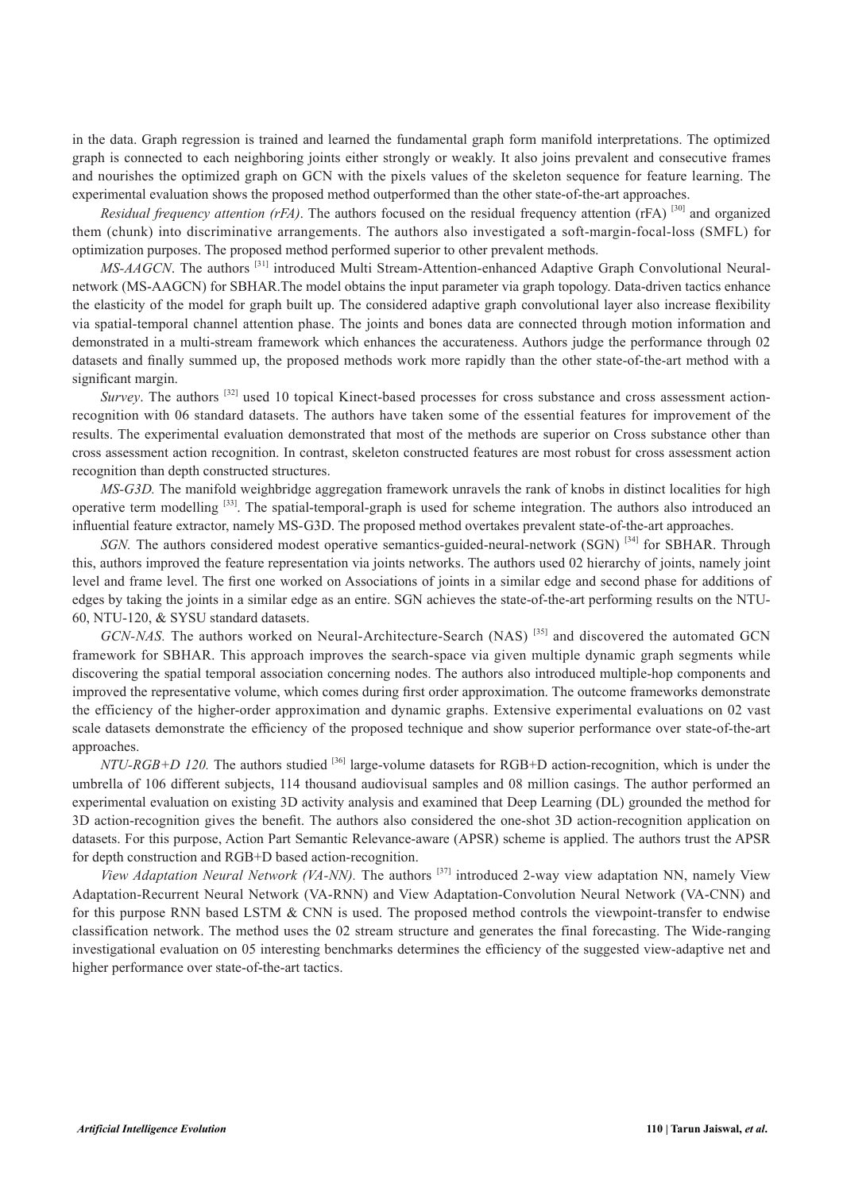in the data. Graph regression is trained and learned the fundamental graph form manifold interpretations. The optimized graph is connected to each neighboring joints either strongly or weakly. It also joins prevalent and consecutive frames and nourishes the optimized graph on GCN with the pixels values of the skeleton sequence for feature learning. The experimental evaluation shows the proposed method outperformed than the other state-of-the-art approaches.

*Residual frequency attention (rFA)*. The authors focused on the residual frequency attention (rFA) [30] and organized them (chunk) into discriminative arrangements. The authors also investigated a soft-margin-focal-loss (SMFL) for optimization purposes. The proposed method performed superior to other prevalent methods.

*MS-AAGCN*. The authors [31] introduced Multi Stream-Attention-enhanced Adaptive Graph Convolutional Neural-network (MS-AAGCN) for SBHAR.The model obtains the input parameter via graph topology. Data-driven tactics enhance the elasticity of the model for graph built up. The considered adaptive graph convolutional layer also increase flexibility via spatial-temporal channel attention phase. The joints and bones data are connected through motion information and demonstrated in a multi-stream framework which enhances the accurateness. Authors judge the performance through 02 datasets and finally summed up, the proposed methods work more rapidly than the other state-of-the-art method with a significant margin.

*Survey*. The authors [32] used 10 topical Kinect-based processes for cross substance and cross assessment action-recognition with 06 standard datasets. The authors have taken some of the essential features for improvement of the results. The experimental evaluation demonstrated that most of the methods are superior on Cross substance other than cross assessment action recognition. In contrast, skeleton constructed features are most robust for cross assessment action recognition than depth constructed structures.

*MS-G3D.* The manifold weighbridge aggregation framework unravels the rank of knobs in distinct localities for high operative term modelling [33]. The spatial-temporal-graph is used for scheme integration. The authors also introduced an influential feature extractor, namely MS-G3D. The proposed method overtakes prevalent state-of-the-art approaches.

*SGN.* The authors considered modest operative semantics-guided-neural-network (SGN) [34] for SBHAR. Through this, authors improved the feature representation via joints networks. The authors used 02 hierarchy of joints, namely joint level and frame level. The first one worked on Associations of joints in a similar edge and second phase for additions of edges by taking the joints in a similar edge as an entire. SGN achieves the state-of-the-art performing results on the NTU-60, NTU-120, & SYSU standard datasets.

*GCN-NAS.* The authors worked on Neural-Architecture-Search (NAS) [35] and discovered the automated GCN framework for SBHAR. This approach improves the search-space via given multiple dynamic graph segments while discovering the spatial temporal association concerning nodes. The authors also introduced multiple-hop components and improved the representative volume, which comes during first order approximation. The outcome frameworks demonstrate the efficiency of the higher-order approximation and dynamic graphs. Extensive experimental evaluations on 02 vast scale datasets demonstrate the efficiency of the proposed technique and show superior performance over state-of-the-art approaches.

*NTU-RGB+D 120.* The authors studied [36] large-volume datasets for RGB+D action-recognition, which is under the umbrella of 106 different subjects, 114 thousand audiovisual samples and 08 million casings. The author performed an experimental evaluation on existing 3D activity analysis and examined that Deep Learning (DL) grounded the method for 3D action-recognition gives the benefit. The authors also considered the one-shot 3D action-recognition application on datasets. For this purpose, Action Part Semantic Relevance-aware (APSR) scheme is applied. The authors trust the APSR for depth construction and RGB+D based action-recognition.

*View Adaptation Neural Network (VA-NN).* The authors [37] introduced 2-way view adaptation NN, namely View Adaptation-Recurrent Neural Network (VA-RNN) and View Adaptation-Convolution Neural Network (VA-CNN) and for this purpose RNN based LSTM & CNN is used. The proposed method controls the viewpoint-transfer to endwise classification network. The method uses the 02 stream structure and generates the final forecasting. The Wide-ranging investigational evaluation on 05 interesting benchmarks determines the efficiency of the suggested view-adaptive net and higher performance over state-of-the-art tactics.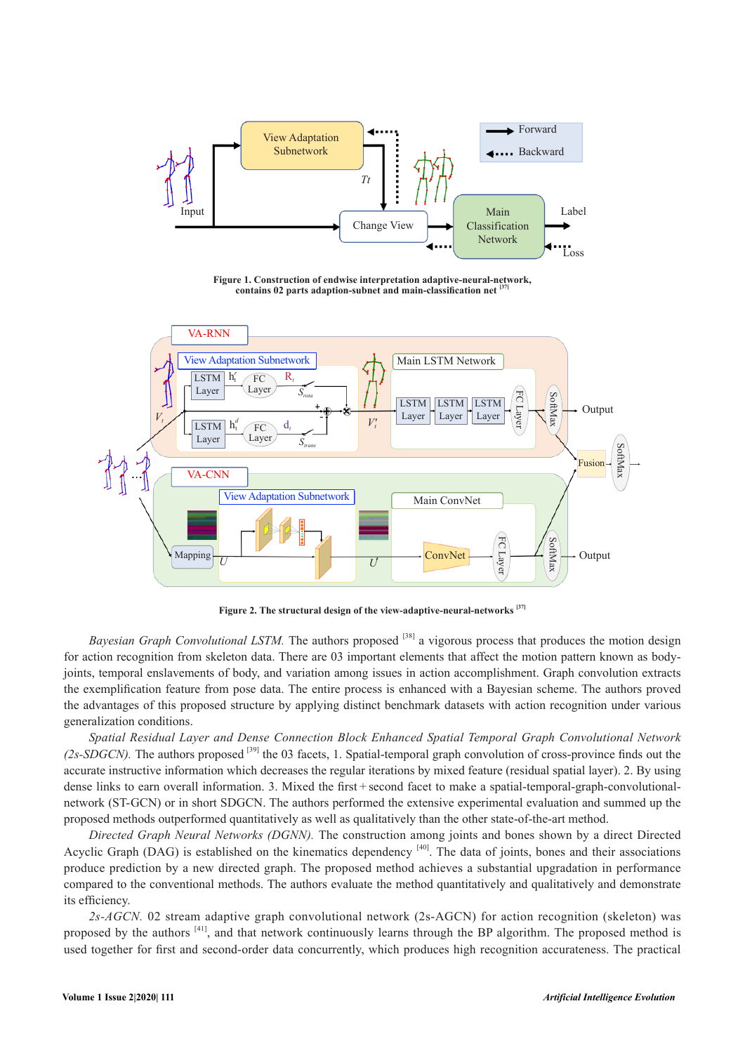**Figure 1. Construction of endwise interpretation adaptive-neural-network, contains 02 parts adaptation-subnet and main-classification net** [37]

**Figure 2. The structural design of the view-adaptive-neural-networks** [37]

*Bayesian Graph Convolutional LSTM.* The authors proposed [38] a vigorous process that produces the motion design for action recognition from skeleton data. There are 03 important elements that affect the motion pattern known as body-joints, temporal enslavements of body, and variation among issues in action accomplishment. Graph convolution extracts the exemplification feature from pose data. The entire process is enhanced with a Bayesian scheme. The authors proved the advantages of this proposed structure by applying distinct benchmark datasets with action recognition under various generalization conditions.

*Spatial Residual Layer and Dense Connection Block Enhanced Spatial Temporal Graph Convolutional Network (2s-SDGCN).* The authors proposed [39] the 03 facets, 1. Spatial-temporal graph convolution of cross-province finds out the accurate instructive information which decreases the regular iterations by mixed feature (residual spatial layer). 2. By using dense links to earn overall information. 3. Mixed the first + second facet to make a spatial-temporal-graph-convolutional-network (ST-GCN) or in short SDGCN. The authors performed the extensive experimental evaluation and summed up the proposed methods outperformed quantitatively as well as qualitatively than the other state-of-the-art method.

*Directed Graph Neural Networks (DGNN).* The construction among joints and bones shown by a direct Directed Acyclic Graph (DAG) is established on the kinematics dependency [40]. The data of joints, bones and their associations produce prediction by a new directed graph. The proposed method achieves a substantial upgradation in performance compared to the conventional methods. The authors evaluate the method quantitatively and qualitatively and demonstrate its efficiency.

*2s-AGCN.* 02 stream adaptive graph convolutional network (2s-AGCN) for action recognition (skeleton) was proposed by the authors [41], and that network continuously learns through the BP algorithm. The proposed method is used together for first and second-order data concurrently, which produces high recognition accurateness. The practical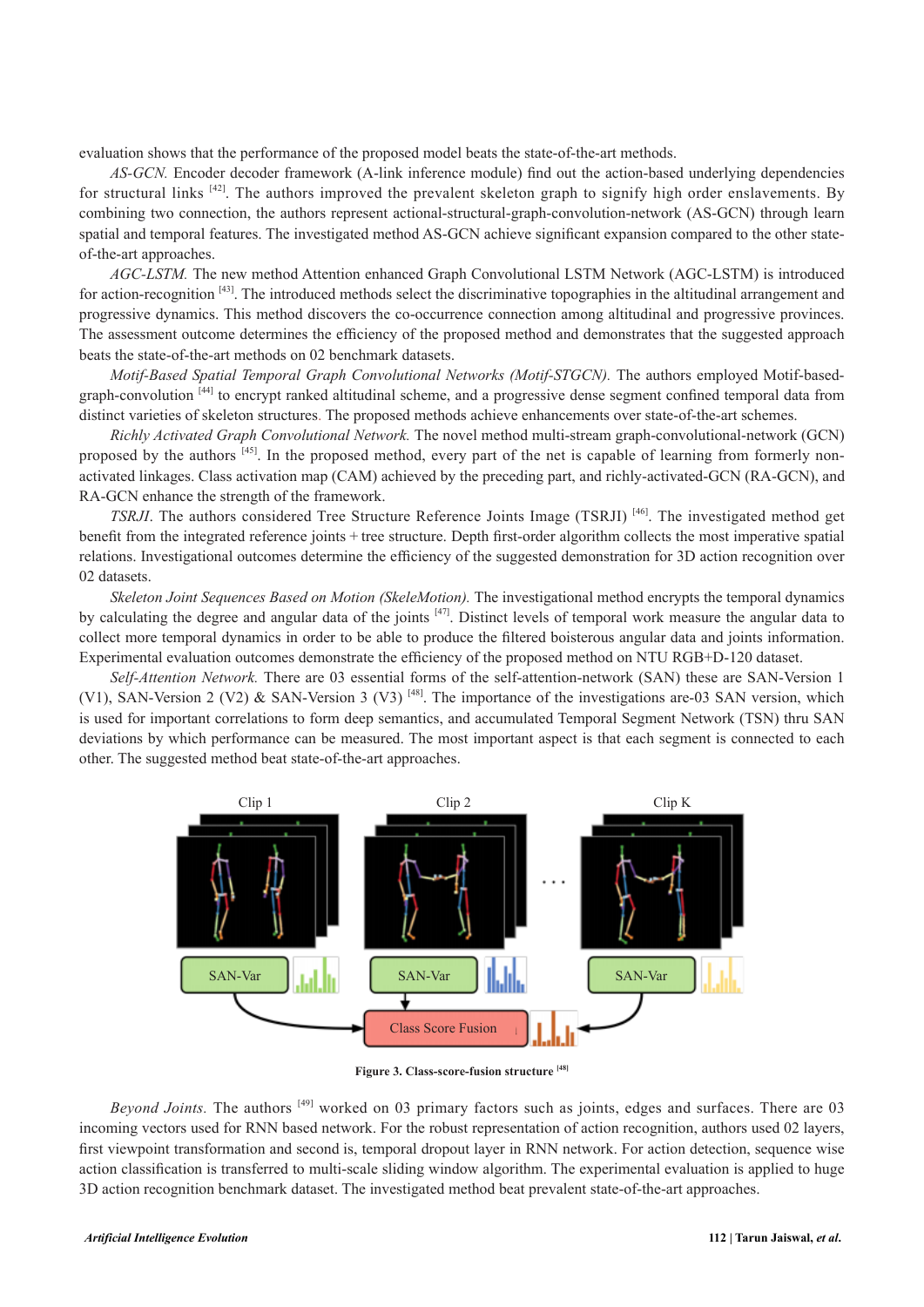evaluation shows that the performance of the proposed model beats the state-of-the-art methods.

*AS-GCN.* Encoder decoder framework (A-link inference module) find out the action-based underlying dependencies for structural links [42]. The authors improved the prevalent skeleton graph to signify high order enslavements. By combining two connection, the authors represent actional-structural-graph-convolution-network (AS-GCN) through learn spatial and temporal features. The investigated method AS-GCN achieve significant expansion compared to the other state-of-the-art approaches.

*AGC-LSTM.* The new method Attention enhanced Graph Convolutional LSTM Network (AGC-LSTM) is introduced for action-recognition [43]. The introduced methods select the discriminative topographies in the altitudinal arrangement and progressive dynamics. This method discovers the co-occurrence connection among altitudinal and progressive provinces. The assessment outcome determines the efficiency of the proposed method and demonstrates that the suggested approach beats the state-of-the-art methods on 02 benchmark datasets.

*Motif-Based Spatial Temporal Graph Convolutional Networks (Motif-STGCN).* The authors employed Motif-based-graph-convolution [44] to encrypt ranked altitudinal scheme, and a progressive dense segment confined temporal data from distinct varieties of skeleton structures. The proposed methods achieve enhancements over state-of-the-art schemes.

*Richly Activated Graph Convolutional Network.* The novel method multi-stream graph-convolutional-network (GCN) proposed by the authors [45]. In the proposed method, every part of the net is capable of learning from formerly non-activated linkages. Class activation map (CAM) achieved by the preceding part, and richly-activated-GCN (RA-GCN), and RA-GCN enhance the strength of the framework.

*TSRJI.* The authors considered Tree Structure Reference Joints Image (TSRJI) [46]. The investigated method get benefit from the integrated reference joints + tree structure. Depth first-order algorithm collects the most imperative spatial relations. Investigational outcomes determine the efficiency of the suggested demonstration for 3D action recognition over 02 datasets.

*Skeleton Joint Sequences Based on Motion (SkeleMotion).* The investigational method encrypts the temporal dynamics by calculating the degree and angular data of the joints [47]. Distinct levels of temporal work measure the angular data to collect more temporal dynamics in order to be able to produce the filtered boisterous angular data and joints information. Experimental evaluation outcomes demonstrate the efficiency of the proposed method on NTU RGB+D-120 dataset.

*Self-Attention Network.* There are 03 essential forms of the self-attention-network (SAN) these are SAN-Version 1 (V1), SAN-Version 2 (V2) & SAN-Version 3 (V3) [48]. The importance of the investigations are-03 SAN version, which is used for important correlations to form deep semantics, and accumulated Temporal Segment Network (TSN) thru SAN deviations by which performance can be measured. The most important aspect is that each segment is connected to each other. The suggested method beat state-of-the-art approaches.

**Figure 3. Class-score-fusion structure [48]**

*Beyond Joints.* The authors [49] worked on 03 primary factors such as joints, edges and surfaces. There are 03 incoming vectors used for RNN based network. For the robust representation of action recognition, authors used 02 layers, first viewpoint transformation and second is, temporal dropout layer in RNN network. For action detection, sequence wise action classification is transferred to multi-scale sliding window algorithm. The experimental evaluation is applied to huge 3D action recognition benchmark dataset. The investigated method beat prevalent state-of-the-art approaches.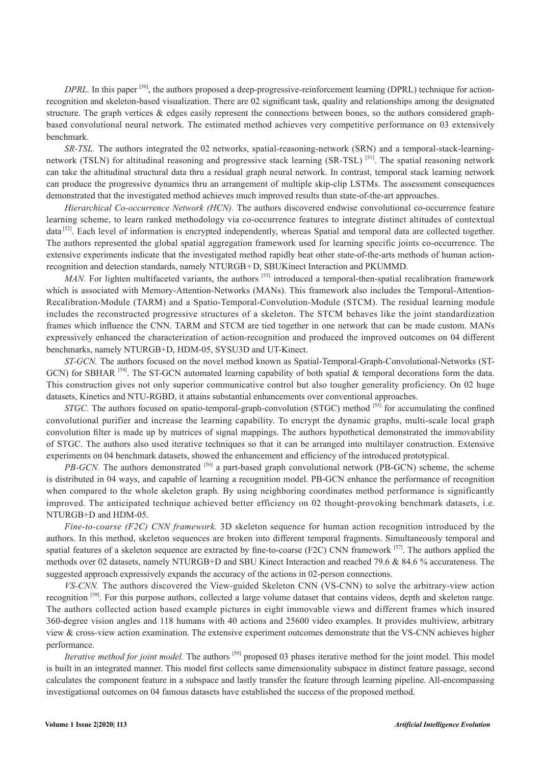*DPRL.* In this paper [50], the authors proposed a deep-progressive-reinforcement learning (DPRL) technique for action-recognition and skeleton-based visualization. There are 02 significant task, quality and relationships among the designated structure. The graph vertices & edges easily represent the connections between bones, so the authors considered graph-based convolutional neural network. The estimated method achieves very competitive performance on 03 extensively benchmark.

*SR-TSL.* The authors integrated the 02 networks, spatial-reasoning-network (SRN) and a temporal-stack-learning-network (TSLN) for altitudinal reasoning and progressive stack learning (SR-TSL) [51]. The spatial reasoning network can take the altitudinal structural data thru a residual graph neural network. In contrast, temporal stack learning network can produce the progressive dynamics thru an arrangement of multiple skip-clip LSTMs. The assessment consequences demonstrated that the investigated method achieves much improved results than state-of-the-art approaches.

*Hierarchical Co-occurrence Network (HCN).* The authors discovered endwise convolutional co-occurrence feature learning scheme, to learn ranked methodology via co-occurrence features to integrate distinct altitudes of contextual data [52]. Each level of information is encrypted independently, whereas Spatial and temporal data are collected together. The authors represented the global spatial aggregation framework used for learning specific joints co-occurrence. The extensive experiments indicate that the investigated method rapidly beat other state-of-the-arts methods of human action-recognition and detection standards, namely NTURGB+D, SBUKinect Interaction and PKUMMD.

*MAN.* For lighten multifaceted variants, the authors [53] introduced a temporal-then-spatial recalibration framework which is associated with Memory-Attention-Networks (MANs). This framework also includes the Temporal-Attention-Recalibration-Module (TARM) and a Spatio-Temporal-Convolution-Module (STCM). The residual learning module includes the reconstructed progressive structures of a skeleton. The STCM behaves like the joint standardization frames which influence the CNN. TARM and STCM are tied together in one network that can be made custom. MANs expressively enhanced the characterization of action-recognition and produced the improved outcomes on 04 different benchmarks, namely NTURGB+D, HDM-05, SYSU3D and UT-Kinect.

*ST-GCN.* The authors focused on the novel method known as Spatial-Temporal-Graph-Convolutional-Networks (ST-GCN) for SBHAR [54]. The ST-GCN automated learning capability of both spatial & temporal decorations form the data. This construction gives not only superior communicative control but also tougher generality proficiency. On 02 huge datasets, Kinetics and NTU-RGBD, it attains substantial enhancements over conventional approaches.

*STGC.* The authors focused on spatio-temporal-graph-convolution (STGC) method [55] for accumulating the confined convolutional purifier and increase the learning capability. To encrypt the dynamic graphs, multi-scale local graph convolution filter is made up by matrices of signal mappings. The authors hypothetical demonstrated the immovability of STGC. The authors also used iterative techniques so that it can be arranged into multilayer construction. Extensive experiments on 04 benchmark datasets, showed the enhancement and efficiency of the introduced prototypical.

*PB-GCN.* The authors demonstrated [56] a part-based graph convolutional network (PB-GCN) scheme, the scheme is distributed in 04 ways, and capable of learning a recognition model. PB-GCN enhance the performance of recognition when compared to the whole skeleton graph. By using neighboring coordinates method performance is significantly improved. The anticipated technique achieved better efficiency on 02 thought-provoking benchmark datasets, i.e. NTURGB+D and HDM-05.

*Fine-to-coarse (F2C) CNN framework.* 3D skeleton sequence for human action recognition introduced by the authors. In this method, skeleton sequences are broken into different temporal fragments. Simultaneously temporal and spatial features of a skeleton sequence are extracted by fine-to-coarse (F2C) CNN framework [57]. The authors applied the methods over 02 datasets, namely NTURGB+D and SBU Kinect Interaction and reached 79.6 & 84.6 % accurateness. The suggested approach expressively expands the accuracy of the actions in 02-person connections.

*VS-CNN.* The authors discovered the View-guided Skeleton CNN (VS-CNN) to solve the arbitrary-view action recognition [58]. For this purpose authors, collected a large volume dataset that contains videos, depth and skeleton range. The authors collected action based example pictures in eight immovable views and different frames which insured 360-degree vision angles and 118 humans with 40 actions and 25600 video examples. It provides multiview, arbitrary view & cross-view action examination. The extensive experiment outcomes demonstrate that the VS-CNN achieves higher performance.

*Iterative method for joint model.* The authors [59] proposed 03 phases iterative method for the joint model. This model is built in an integrated manner. This model first collects same dimensionality subspace in distinct feature passage, second calculates the component feature in a subspace and lastly transfer the feature through learning pipeline. All-encompassing investigational outcomes on 04 famous datasets have established the success of the proposed method.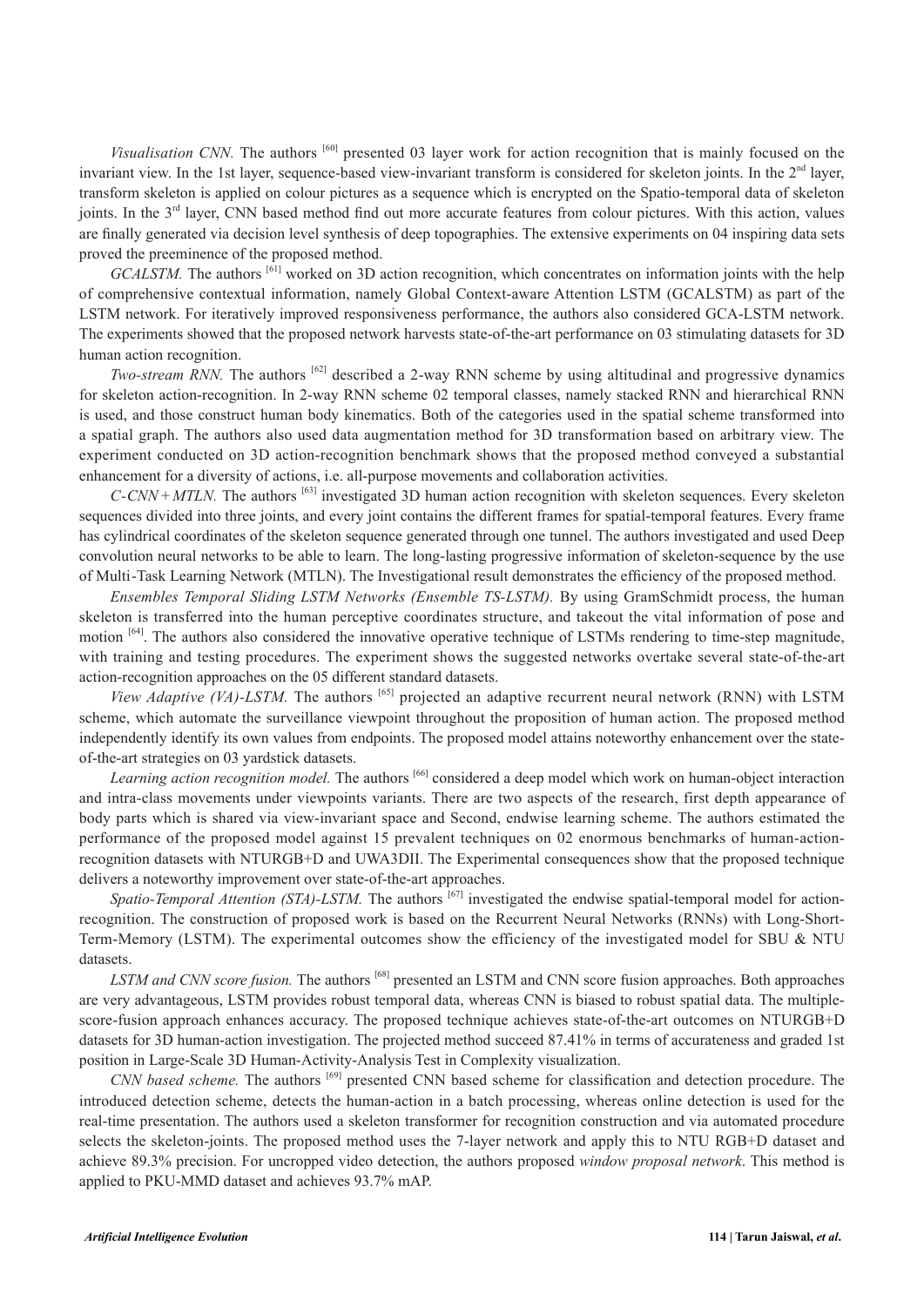*Visualisation CNN.* The authors [60] presented 03 layer work for action recognition that is mainly focused on the invariant view. In the 1st layer, sequence-based view-invariant transform is considered for skeleton joints. In the 2nd layer, transform skeleton is applied on colour pictures as a sequence which is encrypted on the Spatio-temporal data of skeleton joints. In the 3rd layer, CNN based method find out more accurate features from colour pictures. With this action, values are finally generated via decision level synthesis of deep topographies. The extensive experiments on 04 inspiring data sets proved the preeminence of the proposed method.

*GCALSTM.* The authors [61] worked on 3D action recognition, which concentrates on information joints with the help of comprehensive contextual information, namely Global Context-aware Attention LSTM (GCALSTM) as part of the LSTM network. For iteratively improved responsiveness performance, the authors also considered GCA-LSTM network. The experiments showed that the proposed network harvests state-of-the-art performance on 03 stimulating datasets for 3D human action recognition.

*Two-stream RNN.* The authors [62] described a 2-way RNN scheme by using altitudinal and progressive dynamics for skeleton action-recognition. In 2-way RNN scheme 02 temporal classes, namely stacked RNN and hierarchical RNN is used, and those construct human body kinematics. Both of the categories used in the spatial scheme transformed into a spatial graph. The authors also used data augmentation method for 3D transformation based on arbitrary view. The experiment conducted on 3D action-recognition benchmark shows that the proposed method conveyed a substantial enhancement for a diversity of actions, i.e. all-purpose movements and collaboration activities.

*C-CNN + MTLN.* The authors [63] investigated 3D human action recognition with skeleton sequences. Every skeleton sequences divided into three joints, and every joint contains the different frames for spatial-temporal features. Every frame has cylindrical coordinates of the skeleton sequence generated through one tunnel. The authors investigated and used Deep convolution neural networks to be able to learn. The long-lasting progressive information of skeleton-sequence by the use of Multi-Task Learning Network (MTLN). The Investigational result demonstrates the efficiency of the proposed method.

*Ensembles Temporal Sliding LSTM Networks (Ensemble TS-LSTM).* By using GramSchmidt process, the human skeleton is transferred into the human perceptive coordinates structure, and takeout the vital information of pose and motion [64]. The authors also considered the innovative operative technique of LSTMs rendering to time-step magnitude, with training and testing procedures. The experiment shows the suggested networks overtake several state-of-the-art action-recognition approaches on the 05 different standard datasets.

*View Adaptive (VA)-LSTM.* The authors [65] projected an adaptive recurrent neural network (RNN) with LSTM scheme, which automate the surveillance viewpoint throughout the proposition of human action. The proposed method independently identify its own values from endpoints. The proposed model attains noteworthy enhancement over the state-of-the-art strategies on 03 yardstick datasets.

*Learning action recognition model.* The authors [66] considered a deep model which work on human-object interaction and intra-class movements under viewpoints variants. There are two aspects of the research, first depth appearance of body parts which is shared via view-invariant space and Second, endwise learning scheme. The authors estimated the performance of the proposed model against 15 prevalent techniques on 02 enormous benchmarks of human-action-recognition datasets with NTURGB+D and UWA3DII. The Experimental consequences show that the proposed technique delivers a noteworthy improvement over state-of-the-art approaches.

*Spatio-Temporal Attention (STA)-LSTM.* The authors [67] investigated the endwise spatial-temporal model for action-recognition. The construction of proposed work is based on the Recurrent Neural Networks (RNNs) with Long-Short-Term-Memory (LSTM). The experimental outcomes show the efficiency of the investigated model for SBU & NTU datasets.

*LSTM and CNN score fusion.* The authors [68] presented an LSTM and CNN score fusion approaches. Both approaches are very advantageous, LSTM provides robust temporal data, whereas CNN is biased to robust spatial data. The multiple-score-fusion approach enhances accuracy. The proposed technique achieves state-of-the-art outcomes on NTURGB+D datasets for 3D human-action investigation. The projected method succeed 87.41% in terms of accurateness and graded 1st position in Large-Scale 3D Human-Activity-Analysis Test in Complexity visualization.

*CNN based scheme.* The authors [69] presented CNN based scheme for classification and detection procedure. The introduced detection scheme, detects the human-action in a batch processing, whereas online detection is used for the real-time presentation. The authors used a skeleton transformer for recognition construction and via automated procedure selects the skeleton-joints. The proposed method uses the 7-layer network and apply this to NTU RGB+D dataset and achieve 89.3% precision. For uncropped video detection, the authors proposed *window proposal network*. This method is applied to PKU-MMD dataset and achieves 93.7% mAP.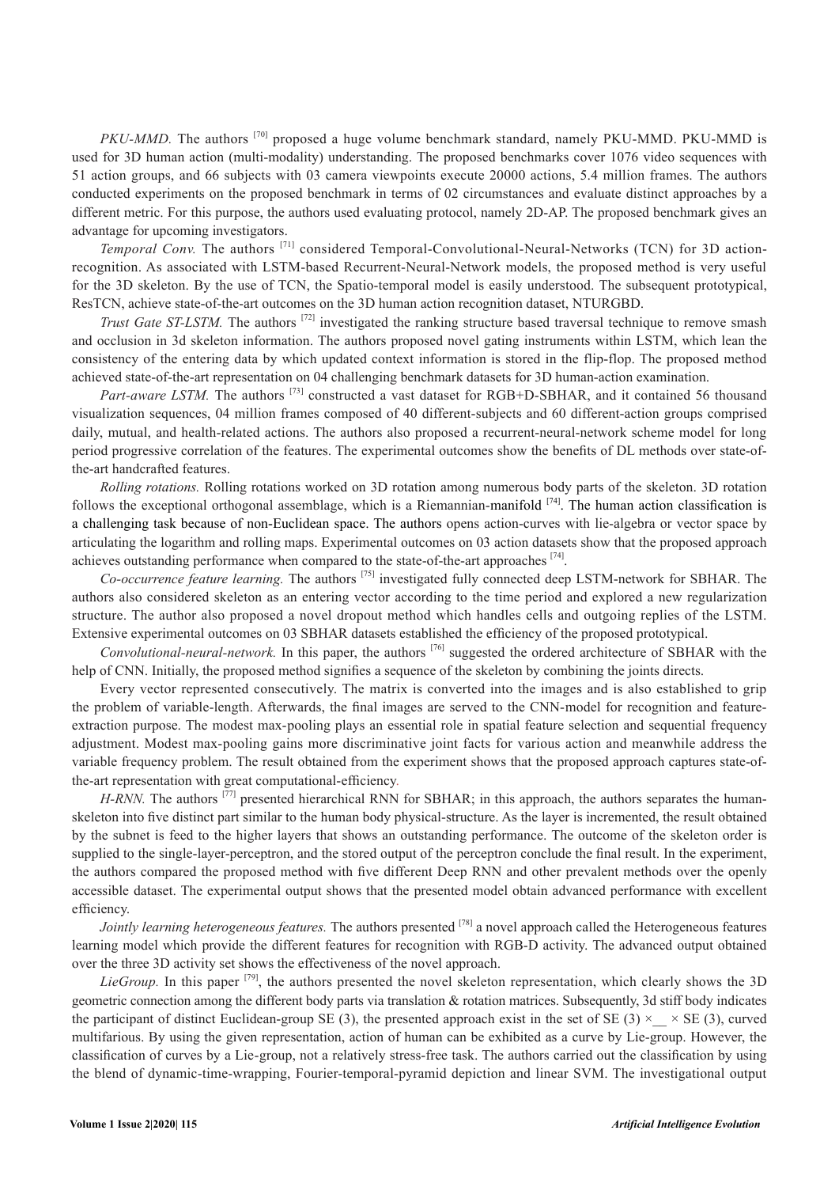*PKU-MMD.* The authors [70] proposed a huge volume benchmark standard, namely PKU-MMD. PKU-MMD is used for 3D human action (multi-modality) understanding. The proposed benchmarks cover 1076 video sequences with 51 action groups, and 66 subjects with 03 camera viewpoints execute 20000 actions, 5.4 million frames. The authors conducted experiments on the proposed benchmark in terms of 02 circumstances and evaluate distinct approaches by a different metric. For this purpose, the authors used evaluating protocol, namely 2D-AP. The proposed benchmark gives an advantage for upcoming investigators.

*Temporal Conv.* The authors [71] considered Temporal-Convolutional-Neural-Networks (TCN) for 3D action-recognition. As associated with LSTM-based Recurrent-Neural-Network models, the proposed method is very useful for the 3D skeleton. By the use of TCN, the Spatio-temporal model is easily understood. The subsequent prototypical, ResTCN, achieve state-of-the-art outcomes on the 3D human action recognition dataset, NTURGBD.

*Trust Gate ST-LSTM.* The authors [72] investigated the ranking structure based traversal technique to remove smash and occlusion in 3d skeleton information. The authors proposed novel gating instruments within LSTM, which lean the consistency of the entering data by which updated context information is stored in the flip-flop. The proposed method achieved state-of-the-art representation on 04 challenging benchmark datasets for 3D human-action examination.

*Part-aware LSTM.* The authors [73] constructed a vast dataset for RGB+D-SBHAR, and it contained 56 thousand visualization sequences, 04 million frames composed of 40 different-subjects and 60 different-action groups comprised daily, mutual, and health-related actions. The authors also proposed a recurrent-neural-network scheme model for long period progressive correlation of the features. The experimental outcomes show the benefits of DL methods over state-of-the-art handcrafted features.

*Rolling rotations.* Rolling rotations worked on 3D rotation among numerous body parts of the skeleton. 3D rotation follows the exceptional orthogonal assemblage, which is a Riemannian-manifold [74]. The human action classification is a challenging task because of non-Euclidean space. The authors opens action-curves with lie-algebra or vector space by articulating the logarithm and rolling maps. Experimental outcomes on 03 action datasets show that the proposed approach achieves outstanding performance when compared to the state-of-the-art approaches [74].

*Co-occurrence feature learning.* The authors [75] investigated fully connected deep LSTM-network for SBHAR. The authors also considered skeleton as an entering vector according to the time period and explored a new regularization structure. The author also proposed a novel dropout method which handles cells and outgoing replies of the LSTM. Extensive experimental outcomes on 03 SBHAR datasets established the efficiency of the proposed prototypical.

*Convolutional-neural-network.* In this paper, the authors [76] suggested the ordered architecture of SBHAR with the help of CNN. Initially, the proposed method signifies a sequence of the skeleton by combining the joints directs.

Every vector represented consecutively. The matrix is converted into the images and is also established to grip the problem of variable-length. Afterwards, the final images are served to the CNN-model for recognition and feature-extraction purpose. The modest max-pooling plays an essential role in spatial feature selection and sequential frequency adjustment. Modest max-pooling gains more discriminative joint facts for various action and meanwhile address the variable frequency problem. The result obtained from the experiment shows that the proposed approach captures state-of-the-art representation with great computational-efficiency.

*H-RNN.* The authors [77] presented hierarchical RNN for SBHAR; in this approach, the authors separates the human-skeleton into five distinct part similar to the human body physical-structure. As the layer is incremented, the result obtained by the subnet is feed to the higher layers that shows an outstanding performance. The outcome of the skeleton order is supplied to the single-layer-perceptron, and the stored output of the perceptron conclude the final result. In the experiment, the authors compared the proposed method with five different Deep RNN and other prevalent methods over the openly accessible dataset. The experimental output shows that the presented model obtain advanced performance with excellent efficiency.

*Jointly learning heterogeneous features.* The authors presented [78] a novel approach called the Heterogeneous features learning model which provide the different features for recognition with RGB-D activity. The advanced output obtained over the three 3D activity set shows the effectiveness of the novel approach.

*LieGroup.* In this paper [79], the authors presented the novel skeleton representation, which clearly shows the 3D geometric connection among the different body parts via translation & rotation matrices. Subsequently, 3d stiff body indicates the participant of distinct Euclidean-group SE (3), the presented approach exist in the set of SE (3) ×__ × SE (3), curved multifarious. By using the given representation, action of human can be exhibited as a curve by Lie-group. However, the classification of curves by a Lie-group, not a relatively stress-free task. The authors carried out the classification by using the blend of dynamic-time-wrapping, Fourier-temporal-pyramid depiction and linear SVM. The investigational output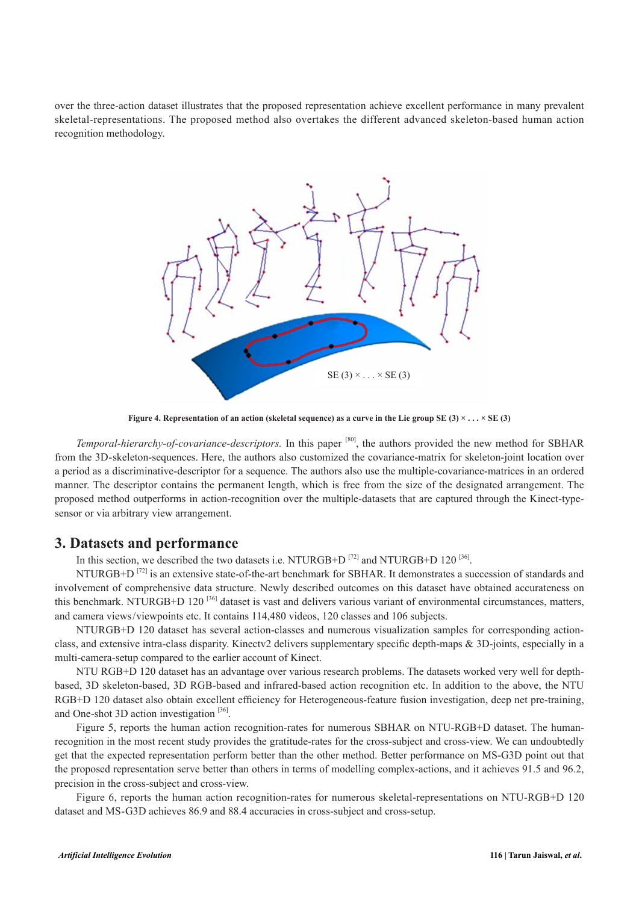over the three-action dataset illustrates that the proposed representation achieve excellent performance in many prevalent skeletal-representations. The proposed method also overtakes the different advanced skeleton-based human action recognition methodology.

**Figure 4. Representation of an action (skeletal sequence) as a curve in the Lie group SE (3) × . . . × SE (3)**

*Temporal-hierarchy-of-covariance-descriptors.* In this paper [80], the authors provided the new method for SBHAR from the 3D-skeleton-sequences. Here, the authors also customized the covariance-matrix for skeleton-joint location over a period as a discriminative-descriptor for a sequence. The authors also use the multiple-covariance-matrices in an ordered manner. The descriptor contains the permanent length, which is free from the size of the designated arrangement. The proposed method outperforms in action-recognition over the multiple-datasets that are captured through the Kinect-type-sensor or via arbitrary view arrangement.

## 3. Datasets and performance

In this section, we described the two datasets i.e. NTURGB+D [72] and NTURGB+D 120 [36].

NTURGB+D [72] is an extensive state-of-the-art benchmark for SBHAR. It demonstrates a succession of standards and involvement of comprehensive data structure. Newly described outcomes on this dataset have obtained accurateness on this benchmark. NTURGB+D 120 [36] dataset is vast and delivers various variant of environmental circumstances, matters, and camera views/viewpoints etc. It contains 114,480 videos, 120 classes and 106 subjects.

NTURGB+D 120 dataset has several action-classes and numerous visualization samples for corresponding action-class, and extensive intra-class disparity. Kinectv2 delivers supplementary specific depth-maps & 3D-joints, especially in a multi-camera-setup compared to the earlier account of Kinect.

NTU RGB+D 120 dataset has an advantage over various research problems. The datasets worked very well for depth-based, 3D skeleton-based, 3D RGB-based and infrared-based action recognition etc. In addition to the above, the NTU RGB+D 120 dataset also obtain excellent efficiency for Heterogeneous-feature fusion investigation, deep net pre-training, and One-shot 3D action investigation [36].

Figure 5, reports the human action recognition-rates for numerous SBHAR on NTU-RGB+D dataset. The human-recognition in the most recent study provides the gratitude-rates for the cross-subject and cross-view. We can undoubtedly get that the expected representation perform better than the other method. Better performance on MS-G3D point out that the proposed representation serve better than others in terms of modelling complex-actions, and it achieves 91.5 and 96.2, precision in the cross-subject and cross-view.

Figure 6, reports the human action recognition-rates for numerous skeletal-representations on NTU-RGB+D 120 dataset and MS-G3D achieves 86.9 and 88.4 accuracies in cross-subject and cross-setup.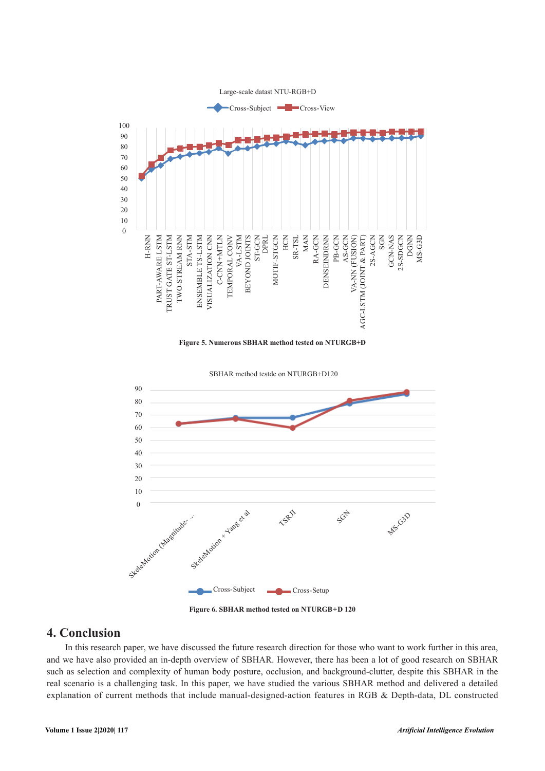Figure 5. Numerous SBHAR method tested on NTURGB+D

Figure 6. SBHAR method tested on NTURGB+D 120

## 4. Conclusion

In this research paper, we have discussed the future research direction for those who want to work further in this area, and we have also provided an in-depth overview of SBHAR. However, there has been a lot of good research on SBHAR such as selection and complexity of human body posture, occlusion, and background-clutter, despite this SBHAR in the real scenario is a challenging task. In this paper, we have studied the various SBHAR method and delivered a detailed explanation of current methods that include manual-designed-action features in RGB & Depth-data, DL constructed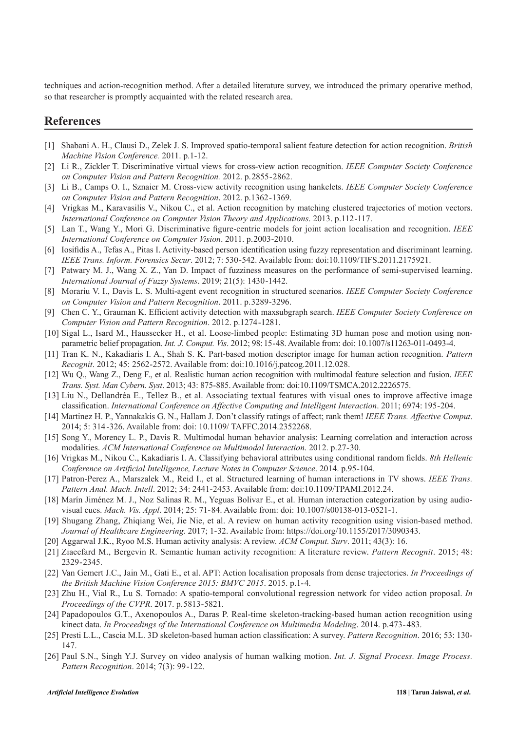techniques and action-recognition method. After a detailed literature survey, we introduced the primary operative method, so that researcher is promptly acquainted with the related research area.

## References

[1] Shabani A. H., Clausi D., Zelek J. S. Improved spatio-temporal salient feature detection for action recognition. *British Machine Vision Conference.* 2011. p.1-12.

[2] Li R., Zickler T. Discriminative virtual views for cross-view action recognition. *IEEE Computer Society Conference on Computer Vision and Pattern Recognition.* 2012. p.2855-2862.

[3] Li B., Camps O. I., Sznaier M. Cross-view activity recognition using hankelets. *IEEE Computer Society Conference on Computer Vision and Pattern Recognition*. 2012. p.1362-1369.

[4] Vrigkas M., Karavasilis V., Nikou C., et al. Action recognition by matching clustered trajectories of motion vectors. *International Conference on Computer Vision Theory and Applications*. 2013. p.112-117.

[5] Lan T., Wang Y., Mori G. Discriminative figure-centric models for joint action localisation and recognition. *IEEE International Conference on Computer Vision*. 2011. p.2003-2010.

[6] Iosifidis A., Tefas A., Pitas I. Activity-based person identification using fuzzy representation and discriminant learning. *IEEE Trans. Inform. Forensics Secur*. 2012; 7: 530-542. Available from: doi:10.1109/TIFS.2011.2175921.

[7] Patwary M. J., Wang X. Z., Yan D. Impact of fuzziness measures on the performance of semi-supervised learning. *International Journal of Fuzzy Systems*. 2019; 21(5): 1430-1442.

[8] Morariu V. I., Davis L. S. Multi-agent event recognition in structured scenarios. *IEEE Computer Society Conference on Computer Vision and Pattern Recognition*. 2011. p.3289-3296.

[9] Chen C. Y., Grauman K. Efficient activity detection with maxsubgraph search. *IEEE Computer Society Conference on Computer Vision and Pattern Recognition*. 2012. p.1274-1281.

[10] Sigal L., Isard M., Haussecker H., et al. Loose-limbed people: Estimating 3D human pose and motion using non-parametric belief propagation. *Int. J. Comput. Vis*. 2012; 98: 15-48. Available from: doi: 10.1007/s11263-011-0493-4.

[11] Tran K. N., Kakadiaris I. A., Shah S. K. Part-based motion descriptor image for human action recognition. *Pattern Recognit*. 2012; 45: 2562-2572. Available from: doi:10.1016/j.patcog.2011.12.028.

[12] Wu Q., Wang Z., Deng F., et al. Realistic human action recognition with multimodal feature selection and fusion. *IEEE Trans. Syst. Man Cybern. Syst*. 2013; 43: 875-885. Available from: doi:10.1109/TSMCA.2012.2226575.

[13] Liu N., Dellandréa E., Tellez B., et al. Associating textual features with visual ones to improve affective image classification. *International Conference on Affective Computing and Intelligent Interaction*. 2011; 6974: 195-204.

[14] Martinez H. P., Yannakakis G. N., Hallam J. Don't classify ratings of affect; rank them! *IEEE Trans. Affective Comput*. 2014; 5: 314-326. Available from: doi: 10.1109/ TAFFC.2014.2352268.

[15] Song Y., Morency L. P., Davis R. Multimodal human behavior analysis: Learning correlation and interaction across modalities. *ACM International Conference on Multimodal Interaction*. 2012. p.27-30.

[16] Vrigkas M., Nikou C., Kakadiaris I. A. Classifying behavioral attributes using conditional random fields. *8th Hellenic Conference on Artificial Intelligence, Lecture Notes in Computer Science*. 2014. p.95-104.

[17] Patron-Perez A., Marszalek M., Reid I., et al. Structured learning of human interactions in TV shows. *IEEE Trans. Pattern Anal. Mach. Intell*. 2012; 34: 2441-2453. Available from: doi:10.1109/TPAMI.2012.24.

[18] Marín Jiménez M. J., Noz Salinas R. M., Yeguas Bolivar E., et al. Human interaction categorization by using audio-visual cues. *Mach. Vis. Appl*. 2014; 25: 71-84. Available from: doi: 10.1007/s00138-013-0521-1.

[19] Shugang Zhang, Zhiqiang Wei, Jie Nie, et al. A review on human activity recognition using vision-based method. *Journal of Healthcare Engineering*. 2017; 1-32. Available from: https://doi.org/10.1155/2017/3090343.

[20] Aggarwal J.K., Ryoo M.S. Human activity analysis: A review. *ACM Comput. Surv*. 2011; 43(3): 16.

[21] Ziaeefard M., Bergevin R. Semantic human activity recognition: A literature review. *Pattern Recognit*. 2015; 48: 2329-2345.

[22] Van Gemert J.C., Jain M., Gati E., et al. APT: Action localisation proposals from dense trajectories. *In Proceedings of the British Machine Vision Conference 2015: BMVC 2015*. 2015. p.1-4.

[23] Zhu H., Vial R., Lu S. Tornado: A spatio-temporal convolutional regression network for video action proposal. *In Proceedings of the CVPR*. 2017. p.5813-5821.

[24] Papadopoulos G.T., Axenopoulos A., Daras P. Real-time skeleton-tracking-based human action recognition using kinect data. *In Proceedings of the International Conference on Multimedia Modeling*. 2014. p.473-483.

[25] Presti L.L., Cascia M.L. 3D skeleton-based human action classification: A survey. *Pattern Recognition*. 2016; 53: 130-147.

[26] Paul S.N., Singh Y.J. Survey on video analysis of human walking motion. *Int. J. Signal Process. Image Process. Pattern Recognition*. 2014; 7(3): 99-122.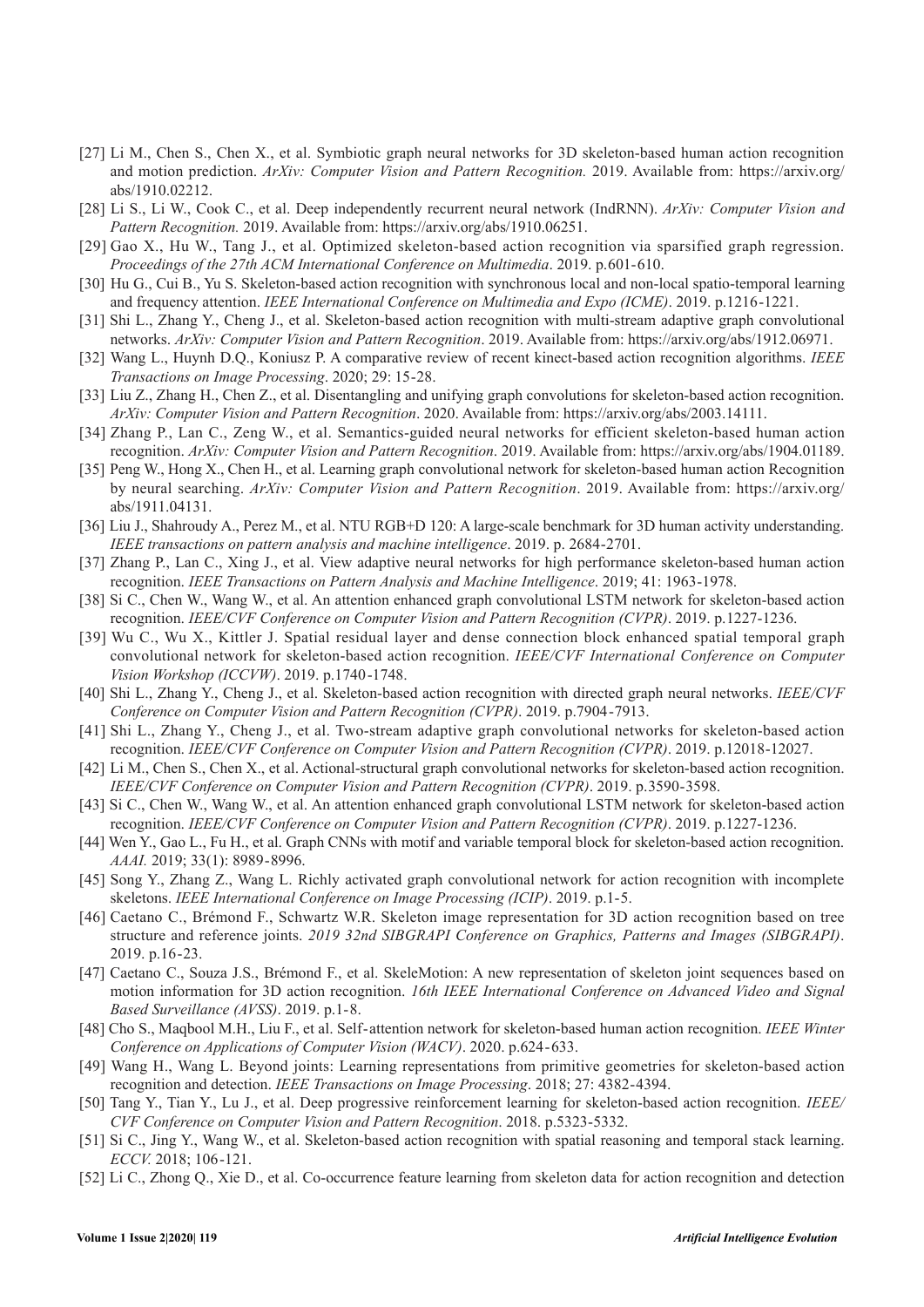[27] Li M., Chen S., Chen X., et al. Symbiotic graph neural networks for 3D skeleton-based human action recognition and motion prediction. *ArXiv: Computer Vision and Pattern Recognition.* 2019. Available from: https://arxiv.org/abs/1910.02212.

[28] Li S., Li W., Cook C., et al. Deep independently recurrent neural network (IndRNN). *ArXiv: Computer Vision and Pattern Recognition.* 2019. Available from: https://arxiv.org/abs/1910.06251.

[29] Gao X., Hu W., Tang J., et al. Optimized skeleton-based action recognition via sparsified graph regression. *Proceedings of the 27th ACM International Conference on Multimedia*. 2019. p.601-610.

[30] Hu G., Cui B., Yu S. Skeleton-based action recognition with synchronous local and non-local spatio-temporal learning and frequency attention. *IEEE International Conference on Multimedia and Expo (ICME)*. 2019. p.1216-1221.

[31] Shi L., Zhang Y., Cheng J., et al. Skeleton-based action recognition with multi-stream adaptive graph convolutional networks. *ArXiv: Computer Vision and Pattern Recognition*. 2019. Available from: https://arxiv.org/abs/1912.06971.

[32] Wang L., Huynh D.Q., Koniusz P. A comparative review of recent kinect-based action recognition algorithms. *IEEE Transactions on Image Processing*. 2020; 29: 15-28.

[33] Liu Z., Zhang H., Chen Z., et al. Disentangling and unifying graph convolutions for skeleton-based action recognition. *ArXiv: Computer Vision and Pattern Recognition*. 2020. Available from: https://arxiv.org/abs/2003.14111.

[34] Zhang P., Lan C., Zeng W., et al. Semantics-guided neural networks for efficient skeleton-based human action recognition. *ArXiv: Computer Vision and Pattern Recognition*. 2019. Available from: https://arxiv.org/abs/1904.01189.

[35] Peng W., Hong X., Chen H., et al. Learning graph convolutional network for skeleton-based human action Recognition by neural searching. *ArXiv: Computer Vision and Pattern Recognition*. 2019. Available from: https://arxiv.org/abs/1911.04131.

[36] Liu J., Shahroudy A., Perez M., et al. NTU RGB+D 120: A large-scale benchmark for 3D human activity understanding. *IEEE transactions on pattern analysis and machine intelligence*. 2019. p. 2684-2701.

[37] Zhang P., Lan C., Xing J., et al. View adaptive neural networks for high performance skeleton-based human action recognition. *IEEE Transactions on Pattern Analysis and Machine Intelligence*. 2019; 41: 1963-1978.

[38] Si C., Chen W., Wang W., et al. An attention enhanced graph convolutional LSTM network for skeleton-based action recognition. *IEEE/CVF Conference on Computer Vision and Pattern Recognition (CVPR)*. 2019. p.1227-1236.

[39] Wu C., Wu X., Kittler J. Spatial residual layer and dense connection block enhanced spatial temporal graph convolutional network for skeleton-based action recognition. *IEEE/CVF International Conference on Computer Vision Workshop (ICCVW)*. 2019. p.1740-1748.

[40] Shi L., Zhang Y., Cheng J., et al. Skeleton-based action recognition with directed graph neural networks. *IEEE/CVF Conference on Computer Vision and Pattern Recognition (CVPR)*. 2019. p.7904-7913.

[41] Shi L., Zhang Y., Cheng J., et al. Two-stream adaptive graph convolutional networks for skeleton-based action recognition. *IEEE/CVF Conference on Computer Vision and Pattern Recognition (CVPR)*. 2019. p.12018-12027.

[42] Li M., Chen S., Chen X., et al. Actional-structural graph convolutional networks for skeleton-based action recognition. *IEEE/CVF Conference on Computer Vision and Pattern Recognition (CVPR)*. 2019. p.3590-3598.

[43] Si C., Chen W., Wang W., et al. An attention enhanced graph convolutional LSTM network for skeleton-based action recognition. *IEEE/CVF Conference on Computer Vision and Pattern Recognition (CVPR)*. 2019. p.1227-1236.

[44] Wen Y., Gao L., Fu H., et al. Graph CNNs with motif and variable temporal block for skeleton-based action recognition. *AAAI.* 2019; 33(1): 8989-8996.

[45] Song Y., Zhang Z., Wang L. Richly activated graph convolutional network for action recognition with incomplete skeletons. *IEEE International Conference on Image Processing (ICIP)*. 2019. p.1-5.

[46] Caetano C., Brémond F., Schwartz W.R. Skeleton image representation for 3D action recognition based on tree structure and reference joints. *2019 32nd SIBGRAPI Conference on Graphics, Patterns and Images (SIBGRAPI)*. 2019. p.16-23.

[47] Caetano C., Souza J.S., Brémond F., et al. SkeleMotion: A new representation of skeleton joint sequences based on motion information for 3D action recognition. *16th IEEE International Conference on Advanced Video and Signal Based Surveillance (AVSS)*. 2019. p.1-8.

[48] Cho S., Maqbool M.H., Liu F., et al. Self-attention network for skeleton-based human action recognition. *IEEE Winter Conference on Applications of Computer Vision (WACV)*. 2020. p.624-633.

[49] Wang H., Wang L. Beyond joints: Learning representations from primitive geometries for skeleton-based action recognition and detection. *IEEE Transactions on Image Processing*. 2018; 27: 4382-4394.

[50] Tang Y., Tian Y., Lu J., et al. Deep progressive reinforcement learning for skeleton-based action recognition. *IEEE/CVF Conference on Computer Vision and Pattern Recognition*. 2018. p.5323-5332.

[51] Si C., Jing Y., Wang W., et al. Skeleton-based action recognition with spatial reasoning and temporal stack learning. *ECCV.* 2018; 106-121.

[52] Li C., Zhong Q., Xie D., et al. Co-occurrence feature learning from skeleton data for action recognition and detection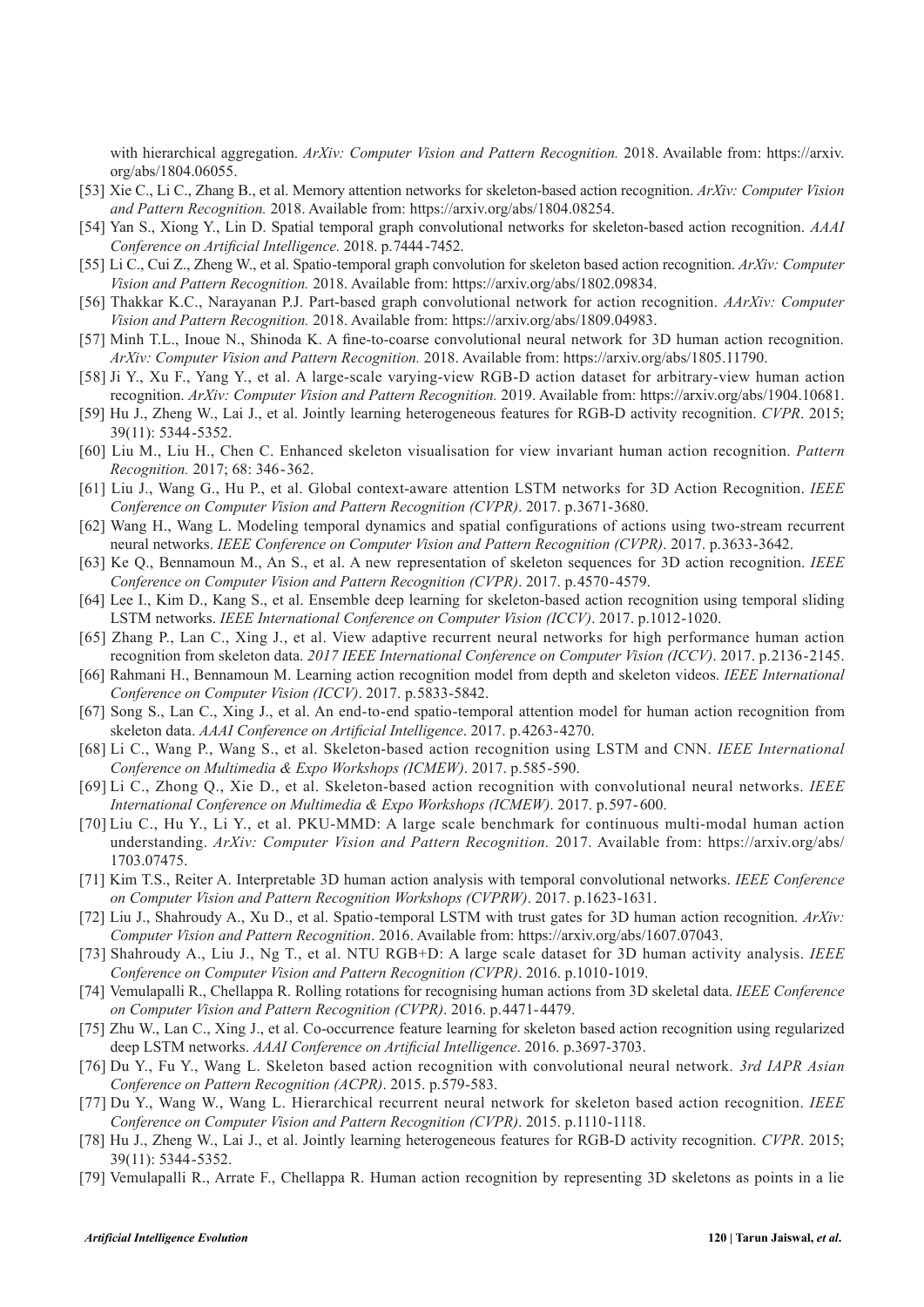with hierarchical aggregation. *ArXiv: Computer Vision and Pattern Recognition.* 2018. Available from: https://arxiv.org/abs/1804.06055.

[53] Xie C., Li C., Zhang B., et al. Memory attention networks for skeleton-based action recognition. *ArXiv: Computer Vision and Pattern Recognition.* 2018. Available from: https://arxiv.org/abs/1804.08254.

[54] Yan S., Xiong Y., Lin D. Spatial temporal graph convolutional networks for skeleton-based action recognition. *AAAI Conference on Artificial Intelligence.* 2018. p.7444-7452.

[55] Li C., Cui Z., Zheng W., et al. Spatio-temporal graph convolution for skeleton based action recognition. *ArXiv: Computer Vision and Pattern Recognition.* 2018. Available from: https://arxiv.org/abs/1802.09834.

[56] Thakkar K.C., Narayanan P.J. Part-based graph convolutional network for action recognition. *AArXiv: Computer Vision and Pattern Recognition.* 2018. Available from: https://arxiv.org/abs/1809.04983.

[57] Minh T.L., Inoue N., Shinoda K. A fine-to-coarse convolutional neural network for 3D human action recognition. *ArXiv: Computer Vision and Pattern Recognition.* 2018. Available from: https://arxiv.org/abs/1805.11790.

[58] Ji Y., Xu F., Yang Y., et al. A large-scale varying-view RGB-D action dataset for arbitrary-view human action recognition. *ArXiv: Computer Vision and Pattern Recognition.* 2019. Available from: https://arxiv.org/abs/1904.10681.

[59] Hu J., Zheng W., Lai J., et al. Jointly learning heterogeneous features for RGB-D activity recognition. *CVPR*. 2015; 39(11): 5344-5352.

[60] Liu M., Liu H., Chen C. Enhanced skeleton visualisation for view invariant human action recognition. *Pattern Recognition.* 2017; 68: 346-362.

[61] Liu J., Wang G., Hu P., et al. Global context-aware attention LSTM networks for 3D Action Recognition. *IEEE Conference on Computer Vision and Pattern Recognition (CVPR)*. 2017. p.3671-3680.

[62] Wang H., Wang L. Modeling temporal dynamics and spatial configurations of actions using two-stream recurrent neural networks. *IEEE Conference on Computer Vision and Pattern Recognition (CVPR)*. 2017. p.3633-3642.

[63] Ke Q., Bennamoun M., An S., et al. A new representation of skeleton sequences for 3D action recognition. *IEEE Conference on Computer Vision and Pattern Recognition (CVPR)*. 2017. p.4570-4579.

[64] Lee I., Kim D., Kang S., et al. Ensemble deep learning for skeleton-based action recognition using temporal sliding LSTM networks. *IEEE International Conference on Computer Vision (ICCV)*. 2017. p.1012-1020.

[65] Zhang P., Lan C., Xing J., et al. View adaptive recurrent neural networks for high performance human action recognition from skeleton data. *2017 IEEE International Conference on Computer Vision (ICCV)*. 2017. p.2136-2145.

[66] Rahmani H., Bennamoun M. Learning action recognition model from depth and skeleton videos. *IEEE International Conference on Computer Vision (ICCV)*. 2017. p.5833-5842.

[67] Song S., Lan C., Xing J., et al. An end-to-end spatio-temporal attention model for human action recognition from skeleton data. *AAAI Conference on Artificial Intelligence*. 2017. p.4263-4270.

[68] Li C., Wang P., Wang S., et al. Skeleton-based action recognition using LSTM and CNN. *IEEE International Conference on Multimedia & Expo Workshops (ICMEW)*. 2017. p.585-590.

[69] Li C., Zhong Q., Xie D., et al. Skeleton-based action recognition with convolutional neural networks. *IEEE International Conference on Multimedia & Expo Workshops (ICMEW)*. 2017. p.597-600.

[70] Liu C., Hu Y., Li Y., et al. PKU-MMD: A large scale benchmark for continuous multi-modal human action understanding. *ArXiv: Computer Vision and Pattern Recognition.* 2017. Available from: https://arxiv.org/abs/1703.07475.

[71] Kim T.S., Reiter A. Interpretable 3D human action analysis with temporal convolutional networks. *IEEE Conference on Computer Vision and Pattern Recognition Workshops (CVPRW)*. 2017. p.1623-1631.

[72] Liu J., Shahroudy A., Xu D., et al. Spatio-temporal LSTM with trust gates for 3D human action recognition. *ArXiv: Computer Vision and Pattern Recognition*. 2016. Available from: https://arxiv.org/abs/1607.07043.

[73] Shahroudy A., Liu J., Ng T., et al. NTU RGB+D: A large scale dataset for 3D human activity analysis. *IEEE Conference on Computer Vision and Pattern Recognition (CVPR)*. 2016. p.1010-1019.

[74] Vemulapalli R., Chellappa R. Rolling rotations for recognising human actions from 3D skeletal data. *IEEE Conference on Computer Vision and Pattern Recognition (CVPR)*. 2016. p.4471-4479.

[75] Zhu W., Lan C., Xing J., et al. Co-occurrence feature learning for skeleton based action recognition using regularized deep LSTM networks. *AAAI Conference on Artificial Intelligence*. 2016. p.3697-3703.

[76] Du Y., Fu Y., Wang L. Skeleton based action recognition with convolutional neural network. *3rd IAPR Asian Conference on Pattern Recognition (ACPR)*. 2015. p.579-583.

[77] Du Y., Wang W., Wang L. Hierarchical recurrent neural network for skeleton based action recognition. *IEEE Conference on Computer Vision and Pattern Recognition (CVPR)*. 2015. p.1110-1118.

[78] Hu J., Zheng W., Lai J., et al. Jointly learning heterogeneous features for RGB-D activity recognition. *CVPR*. 2015; 39(11): 5344-5352.

[79] Vemulapalli R., Arrate F., Chellappa R. Human action recognition by representing 3D skeletons as points in a lie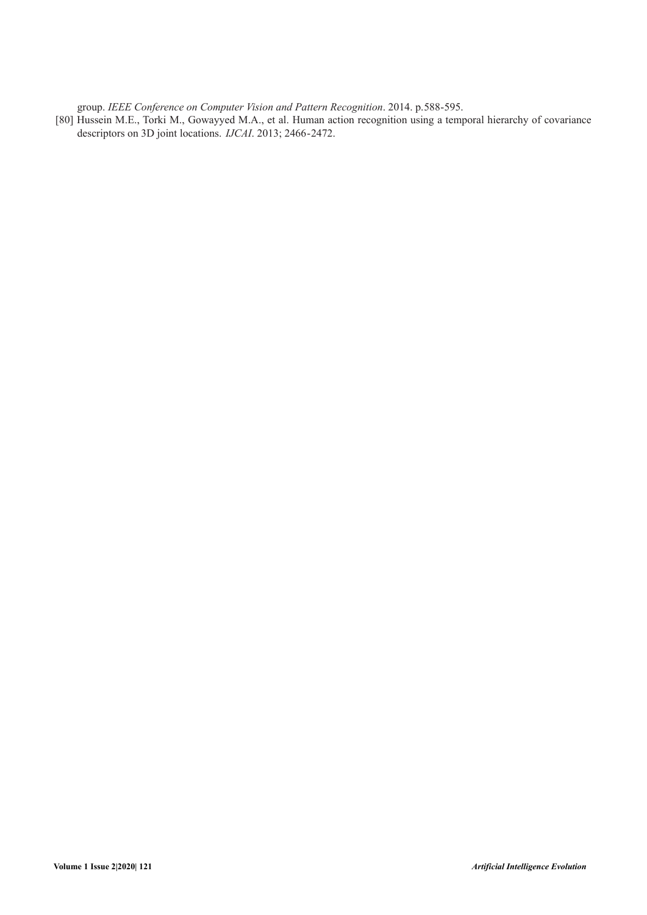group. *IEEE Conference on Computer Vision and Pattern Recognition*. 2014. p.588-595.

[80] Hussein M.E., Torki M., Gowayyed M.A., et al. Human action recognition using a temporal hierarchy of covariance descriptors on 3D joint locations. *IJCAI*. 2013; 2466-2472.